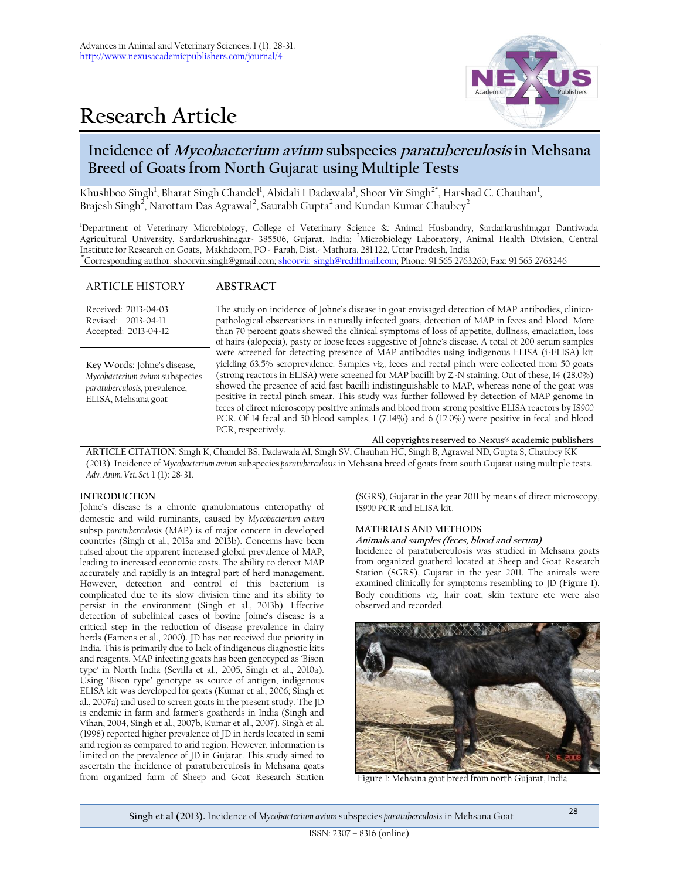Advances in Animal and Veterinary Sciences. 1 (1): 28-31.
http://www.nexusacademicpublishers.com/journal/4

# Research Article

## Incidence of *Mycobacterium avium* subspecies *paratuberculosis* in Mehsana Breed of Goats from North Gujarat using Multiple Tests

Khushboo Singh[1], Bharat Singh Chandel[1], Abidali I Dadawala[1], Shoor Vir Singh[2*], Harshad C. Chauhan[1], Brajesh Singh[2], Narottam Das Agrawal[2], Saurabh Gupta[2] and Kundan Kumar Chaubey[2]

[1]Department of Veterinary Microbiology, College of Veterinary Science & Animal Husbandry, Sardarkrushinagar Dantiwada Agricultural University, Sardarkrushinagar- 385506, Gujarat, India; [2]Microbiology Laboratory, Animal Health Division, Central Institute for Research on Goats, Makhdoom, PO - Farah, Dist.- Mathura, 281 122, Uttar Pradesh, India
[*]Corresponding author: shoorvir.singh@gmail.com; shoorvir_singh@rediffmail.com; Phone: 91 565 2763260; Fax: 91 565 2763246

### ARTICLE HISTORY

Received: 2013-04-03
Revised: 2013-04-11
Accepted: 2013-04-12

**Key Words:** Johne's disease, *Mycobacterium avium* subspecies *paratuberculosis*, prevalence, ELISA, Mehsana goat

### ABSTRACT

The study on incidence of Johne's disease in goat envisaged detection of MAP antibodies, clinico-pathological observations in naturally infected goats, detection of MAP in feces and blood. More than 70 percent goats showed the clinical symptoms of loss of appetite, dullness, emaciation, loss of hairs (alopecia), pasty or loose feces suggestive of Johne's disease. A total of 200 serum samples were screened for detecting presence of MAP antibodies using indigenous ELISA (i-ELISA) kit yielding 63.5% seroprevalence. Samples *viz*., feces and rectal pinch were collected from 50 goats (strong reactors in ELISA) were screened for MAP bacilli by Z-N staining. Out of these, 14 (28.0%) showed the presence of acid fast bacilli indistinguishable to MAP, whereas none of the goat was positive in rectal pinch smear. This study was further followed by detection of MAP genome in feces of direct microscopy positive animals and blood from strong positive ELISA reactors by IS*900* PCR. Of 14 fecal and 50 blood samples, 1 (7.14%) and 6 (12.0%) were positive in fecal and blood PCR, respectively.

**All copyrights reserved to Nexus® academic publishers**

**ARTICLE CITATION**: Singh K, Chandel BS, Dadawala AI, Singh SV, Chauhan HC, Singh B, Agrawal ND, Gupta S, Chaubey KK (2013). Incidence of *Mycobacterium avium* subspecies *paratuberculosis* in Mehsana breed of goats from south Gujarat using multiple tests. *Adv. Anim. Vet. Sci.* 1 (1): 28-31.

### INTRODUCTION

Johne's disease is a chronic granulomatous enteropathy of domestic and wild ruminants, caused by *Mycobacterium avium* subsp. *paratuberculosis* (MAP) is of major concern in developed countries (Singh et al., 2013a and 2013b). Concerns have been raised about the apparent increased global prevalence of MAP, leading to increased economic costs. The ability to detect MAP accurately and rapidly is an integral part of herd management. However, detection and control of this bacterium is complicated due to its slow division time and its ability to persist in the environment (Singh et al., 2013b). Effective detection of subclinical cases of bovine Johne's disease is a critical step in the reduction of disease prevalence in dairy herds (Eamens et al., 2000). JD has not received due priority in India. This is primarily due to lack of indigenous diagnostic kits and reagents. MAP infecting goats has been genotyped as 'Bison type' in North India (Sevilla et al., 2005, Singh et al., 2010a). Using 'Bison type' genotype as source of antigen, indigenous ELISA kit was developed for goats (Kumar et al., 2006; Singh et al., 2007a) and used to screen goats in the present study. The JD is endemic in farm and farmer's goatherds in India (Singh and Vihan, 2004, Singh et al., 2007b, Kumar et al., 2007). Singh et al. (1998) reported higher prevalence of JD in herds located in semi arid region as compared to arid region. However, information is limited on the prevalence of JD in Gujarat. This study aimed to ascertain the incidence of paratuberculosis in Mehsana goats from organized farm of Sheep and Goat Research Station (SGRS), Gujarat in the year 2011 by means of direct microscopy, IS*900* PCR and ELISA kit.

### MATERIALS AND METHODS

#### *Animals and samples (feces, blood and serum)*

Incidence of paratuberculosis was studied in Mehsana goats from organized goatherd located at Sheep and Goat Research Station (SGRS), Gujarat in the year 2011. The animals were examined clinically for symptoms resembling to JD (Figure 1). Body conditions *viz*., hair coat, skin texture etc were also observed and recorded.

Figure 1: Mehsana goat breed from north Gujarat, India

ISSN: 2307 – 8316 (online)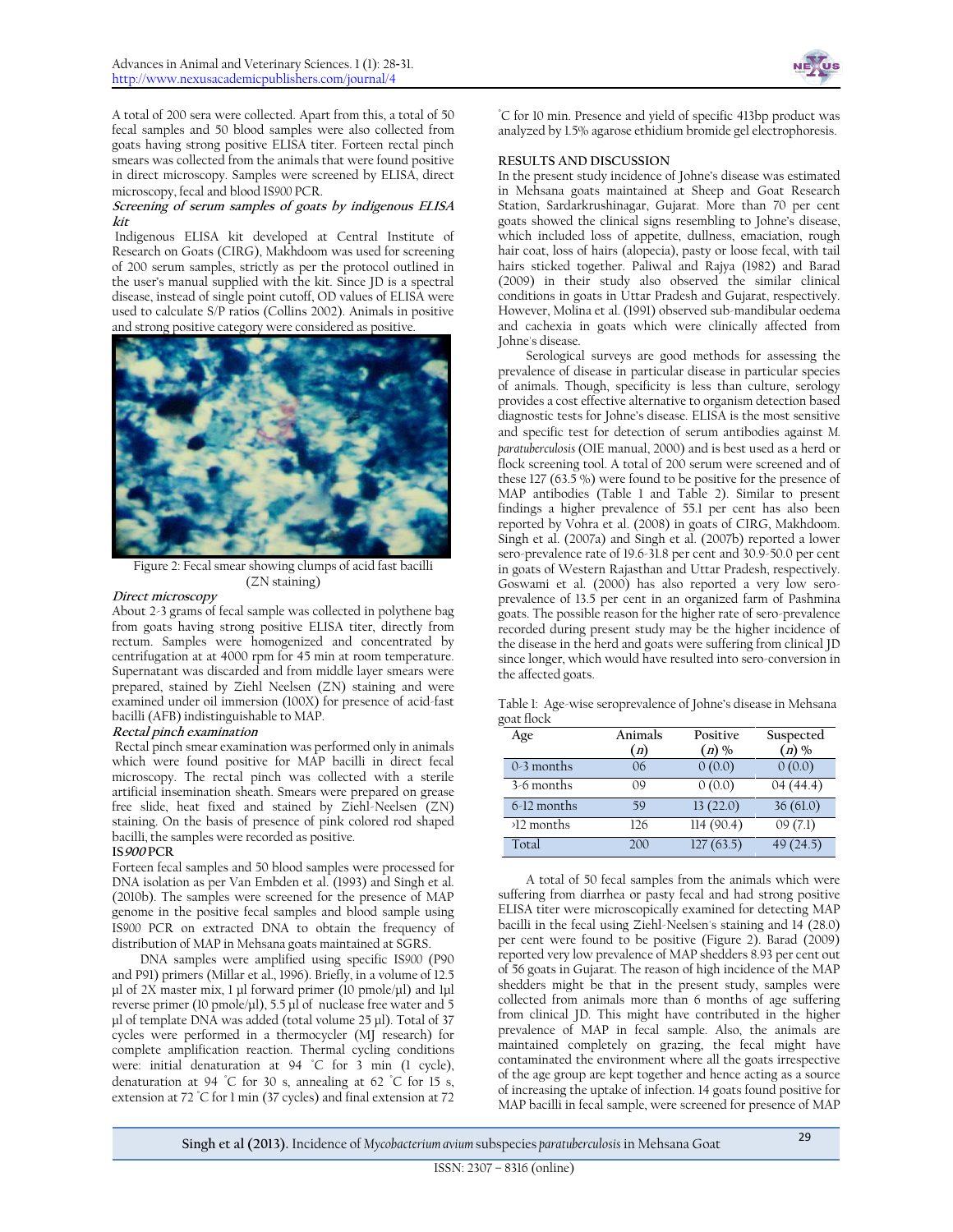A total of 200 sera were collected. Apart from this, a total of 50 fecal samples and 50 blood samples were also collected from goats having strong positive ELISA titer. Forteen rectal pinch smears was collected from the animals that were found positive in direct microscopy. Samples were screened by ELISA, direct microscopy, fecal and blood IS900 PCR.

***Screening of serum samples of goats by indigenous ELISA kit***

Indigenous ELISA kit developed at Central Institute of Research on Goats (CIRG), Makhdoom was used for screening of 200 serum samples, strictly as per the protocol outlined in the user's manual supplied with the kit. Since JD is a spectral disease, instead of single point cutoff, OD values of ELISA were used to calculate S/P ratios (Collins 2002). Animals in positive and strong positive category were considered as positive.

Figure 2: Fecal smear showing clumps of acid fast bacilli (ZN staining)

***Direct microscopy***

About 2-3 grams of fecal sample was collected in polythene bag from goats having strong positive ELISA titer, directly from rectum. Samples were homogenized and concentrated by centrifugation at at 4000 rpm for 45 min at room temperature. Supernatant was discarded and from middle layer smears were prepared, stained by Ziehl Neelsen (ZN) staining and were examined under oil immersion (100X) for presence of acid-fast bacilli (AFB) indistinguishable to MAP.

***Rectal pinch examination***

Rectal pinch smear examination was performed only in animals which were found positive for MAP bacilli in direct fecal microscopy. The rectal pinch was collected with a sterile artificial insemination sheath. Smears were prepared on grease free slide, heat fixed and stained by Ziehl-Neelsen (ZN) staining. On the basis of presence of pink colored rod shaped bacilli, the samples were recorded as positive.

**IS*900* PCR**

Forteen fecal samples and 50 blood samples were processed for DNA isolation as per Van Embden et al. (1993) and Singh et al. (2010b). The samples were screened for the presence of MAP genome in the positive fecal samples and blood sample using IS900 PCR on extracted DNA to obtain the frequency of distribution of MAP in Mehsana goats maintained at SGRS.

DNA samples were amplified using specific IS900 (P90 and P91) primers (Millar et al., 1996). Briefly, in a volume of 12.5 µl of 2X master mix, 1 µl forward primer (10 pmole/µl) and 1µl reverse primer (10 pmole/µl), 5.5 µl of nuclease free water and 5 µl of template DNA was added (total volume 25 µl). Total of 37 cycles were performed in a thermocycler (MJ research) for complete amplification reaction. Thermal cycling conditions were: initial denaturation at 94 °C for 3 min (1 cycle), denaturation at 94 °C for 30 s, annealing at 62 °C for 15 s, extension at 72 °C for 1 min (37 cycles) and final extension at 72 °C for 10 min. Presence and yield of specific 413bp product was analyzed by 1.5% agarose ethidium bromide gel electrophoresis.

## RESULTS AND DISCUSSION

In the present study incidence of Johne's disease was estimated in Mehsana goats maintained at Sheep and Goat Research Station, Sardarkrushinagar, Gujarat. More than 70 per cent goats showed the clinical signs resembling to Johne's disease, which included loss of appetite, dullness, emaciation, rough hair coat, loss of hairs (alopecia), pasty or loose fecal, with tail hairs sticked together. Paliwal and Rajya (1982) and Barad (2009) in their study also observed the similar clinical conditions in goats in Uttar Pradesh and Gujarat, respectively. However, Molina et al. (1991) observed sub-mandibular oedema and cachexia in goats which were clinically affected from Johne's disease.

Serological surveys are good methods for assessing the prevalence of disease in particular disease in particular species of animals. Though, specificity is less than culture, serology provides a cost effective alternative to organism detection based diagnostic tests for Johne's disease. ELISA is the most sensitive and specific test for detection of serum antibodies against *M. paratuberculosis* (OIE manual, 2000) and is best used as a herd or flock screening tool. A total of 200 serum were screened and of these 127 (63.5 %) were found to be positive for the presence of MAP antibodies (Table 1 and Table 2). Similar to present findings a higher prevalence of 55.1 per cent has also been reported by Vohra et al. (2008) in goats of CIRG, Makhdoom. Singh et al. (2007a) and Singh et al. (2007b) reported a lower sero-prevalence rate of 19.6-31.8 per cent and 30.9-50.0 per cent in goats of Western Rajasthan and Uttar Pradesh, respectively. Goswami et al. (2000) has also reported a very low sero-prevalence of 13.5 per cent in an organized farm of Pashmina goats. The possible reason for the higher rate of sero-prevalence recorded during present study may be the higher incidence of the disease in the herd and goats were suffering from clinical JD since longer, which would have resulted into sero-conversion in the affected goats.

Table 1: Age-wise seroprevalence of Johne's disease in Mehsana goat flock

| Age | Animals (*n*) | Positive (*n*) % | Suspected (*n*) % |
|---|---|---|---|
| 0-3 months | 06 | 0 (0.0) | 0 (0.0) |
| 3-6 months | 09 | 0 (0.0) | 04 (44.4) |
| 6-12 months | 59 | 13 (22.0) | 36 (61.0) |
| >12 months | 126 | 114 (90.4) | 09 (7.1) |
| Total | 200 | 127 (63.5) | 49 (24.5) |

A total of 50 fecal samples from the animals which were suffering from diarrhea or pasty fecal and had strong positive ELISA titer were microscopically examined for detecting MAP bacilli in the fecal using Ziehl-Neelsen's staining and 14 (28.0) per cent were found to be positive (Figure 2). Barad (2009) reported very low prevalence of MAP shedders 8.93 per cent out of 56 goats in Gujarat. The reason of high incidence of the MAP shedders might be that in the present study, samples were collected from animals more than 6 months of age suffering from clinical JD. This might have contributed in the higher prevalence of MAP in fecal sample. Also, the animals are maintained completely on grazing, the fecal might have contaminated the environment where all the goats irrespective of the age group are kept together and hence acting as a source of increasing the uptake of infection. 14 goats found positive for MAP bacilli in fecal sample, were screened for presence of MAP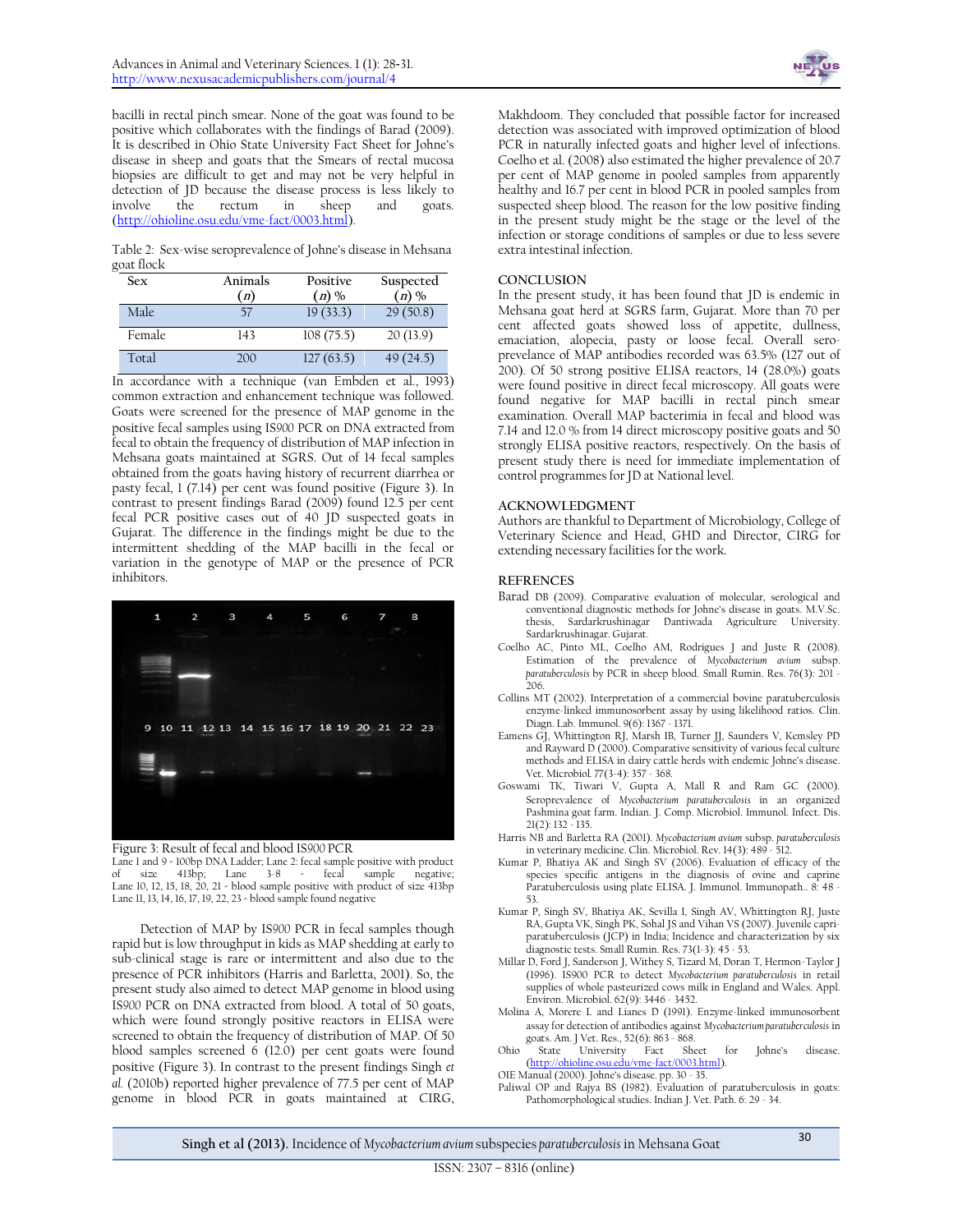bacilli in rectal pinch smear. None of the goat was found to be positive which collaborates with the findings of Barad (2009). It is described in Ohio State University Fact Sheet for Johne's disease in sheep and goats that the Smears of rectal mucosa biopsies are difficult to get and may not be very helpful in detection of JD because the disease process is less likely to involve the rectum in sheep and goats. (http://ohioline.osu.edu/vme-fact/0003.html).

Table 2: Sex-wise seroprevalence of Johne's disease in Mehsana goat flock

| Sex | Animals (*n*) | Positive (*n*) % | Suspected (*n*) % |
|---|---|---|---|
| Male | 57 | 19 (33.3) | 29 (50.8) |
| Female | 143 | 108 (75.5) | 20 (13.9) |
| Total | 200 | 127 (63.5) | 49 (24.5) |

In accordance with a technique (van Embden et al., 1993) common extraction and enhancement technique was followed. Goats were screened for the presence of MAP genome in the positive fecal samples using IS*900* PCR on DNA extracted from fecal to obtain the frequency of distribution of MAP infection in Mehsana goats maintained at SGRS. Out of 14 fecal samples obtained from the goats having history of recurrent diarrhea or pasty fecal, 1 (7.14) per cent was found positive (Figure 3). In contrast to present findings Barad (2009) found 12.5 per cent fecal PCR positive cases out of 40 JD suspected goats in Gujarat. The difference in the findings might be due to the intermittent shedding of the MAP bacilli in the fecal or variation in the genotype of MAP or the presence of PCR inhibitors.

Figure 3: Result of fecal and blood IS*900* PCR
Lane 1 and 9 = 100bp DNA Ladder; Lane 2: fecal sample positive with product of size 413bp; Lane 3-8 = fecal sample negative; Lane 10, 12, 15, 18, 20, 21 = blood sample positive with product of size 413bp Lane 11, 13, 14, 16, 17, 19, 22, 23 = blood sample found negative

Detection of MAP by IS*900* PCR in fecal samples though rapid but is low throughput in kids as MAP shedding at early to sub-clinical stage is rare or intermittent and also due to the presence of PCR inhibitors (Harris and Barletta, 2001). So, the present study also aimed to detect MAP genome in blood using IS*900* PCR on DNA extracted from blood. A total of 50 goats, which were found strongly positive reactors in ELISA were screened to obtain the frequency of distribution of MAP. Of 50 blood samples screened 6 (12.0) per cent goats were found positive (Figure 3). In contrast to the present findings Singh *et al.* (2010b) reported higher prevalence of 77.5 per cent of MAP genome in blood PCR in goats maintained at CIRG, Makhdoom. They concluded that possible factor for increased detection was associated with improved optimization of blood PCR in naturally infected goats and higher level of infections. Coelho et al. (2008) also estimated the higher prevalence of 20.7 per cent of MAP genome in pooled samples from apparently healthy and 16.7 per cent in blood PCR in pooled samples from suspected sheep blood. The reason for the low positive finding in the present study might be the stage or the level of the infection or storage conditions of samples or due to less severe extra intestinal infection.

## CONCLUSION

In the present study, it has been found that JD is endemic in Mehsana goat herd at SGRS farm, Gujarat. More than 70 per cent affected goats showed loss of appetite, dullness, emaciation, alopecia, pasty or loose fecal. Overall sero-prevelance of MAP antibodies recorded was 63.5% (127 out of 200). Of 50 strong positive ELISA reactors, 14 (28.0%) goats were found positive in direct fecal microscopy. All goats were found negative for MAP bacilli in rectal pinch smear examination. Overall MAP bacteremia in fecal and blood was 7.14 and 12.0 % from 14 direct microscopy positive goats and 50 strongly ELISA positive reactors, respectively. On the basis of present study there is need for immediate implementation of control programmes for JD at National level.

## ACKNOWLEDGMENT

Authors are thankful to Department of Microbiology, College of Veterinary Science and Head, GHD and Director, CIRG for extending necessary facilities for the work.

## REFRENCES

Barad DB (2009). Comparative evaluation of molecular, serological and conventional diagnostic methods for Johne's disease in goats. M.V.Sc. thesis, Sardarkrushinagar Dantiwada Agriculture University. Sardarkrushinagar. Gujarat.

Coelho AC, Pinto ML, Coelho AM, Rodrigues J and Juste R (2008). Estimation of the prevalence of *Mycobacterium avium* subsp. *paratuberculosis* by PCR in sheep blood. Small Rumin. Res. 76(3): 201 - 206.

Collins MT (2002). Interpretation of a commercial bovine paratuberculosis enzyme-linked immunosorbent assay by using likelihood ratios. Clin. Diagn. Lab. Immunol. 9(6): 1367 - 1371.

Eamens GJ, Whittington RJ, Marsh IB, Turner JJ, Saunders V, Kemsley PD and Rayward D (2000). Comparative sensitivity of various fecal culture methods and ELISA in dairy cattle herds with endemic Johne's disease. Vet. Microbiol. 77(3-4): 357 - 368.

Goswami TK, Tiwari V, Gupta A, Mall R and Ram GC (2000). Seroprevalence of *Mycobacterium paratuberculosis* in an organized Pashmina goat farm. Indian. J. Comp. Microbiol. Immunol. Infect. Dis. 21(2): 132 - 135.

Harris NB and Barletta RA (2001). *Mycobacterium avium* subsp. *paratuberculosis* in veterinary medicine. Clin. Microbiol. Rev. 14(3): 489 - 512.

Kumar P, Bhatiya AK and Singh SV (2006). Evaluation of efficacy of the species specific antigens in the diagnosis of ovine and caprine Paratuberculosis using plate ELISA. J. Immunol. Immunopath.. 8: 48 - 53.

Kumar P, Singh SV, Bhatiya AK, Sevilla I, Singh AV, Whittington RJ, Juste RA, Gupta VK, Singh PK, Sohal JS and Vihan VS (2007). Juvenile capri-paratuberculosis (JCP) in India; Incidence and characterization by six diagnostic tests. Small Rumin. Res. 73(1-3): 45 - 53.

Millar D, Ford J, Sanderson J, Withey S, Tizard M, Doran T, Hermon-Taylor J (1996). IS900 PCR to detect *Mycobacterium paratuberculosis* in retail supplies of whole pasteurized cows milk in England and Wales. Appl. Environ. Microbiol. 62(9): 3446 - 3452.

Molina A, Morere L and Lianes D (1991). Enzyme-linked immunosorbent assay for detection of antibodies against *Mycobacterium paratuberculosis* in goats. Am. J Vet. Res., 52(6): 863 - 868.

Ohio State University Fact Sheet for Johne's disease. (http://ohioline.osu.edu/vme-fact/0003.html).

OIE Manual (2000). Johne's disease. pp. 30 - 35.

Paliwal OP and Rajya BS (1982). Evaluation of paratuberculosis in goats: Pathomorphological studies. Indian J. Vet. Path. 6: 29 - 34.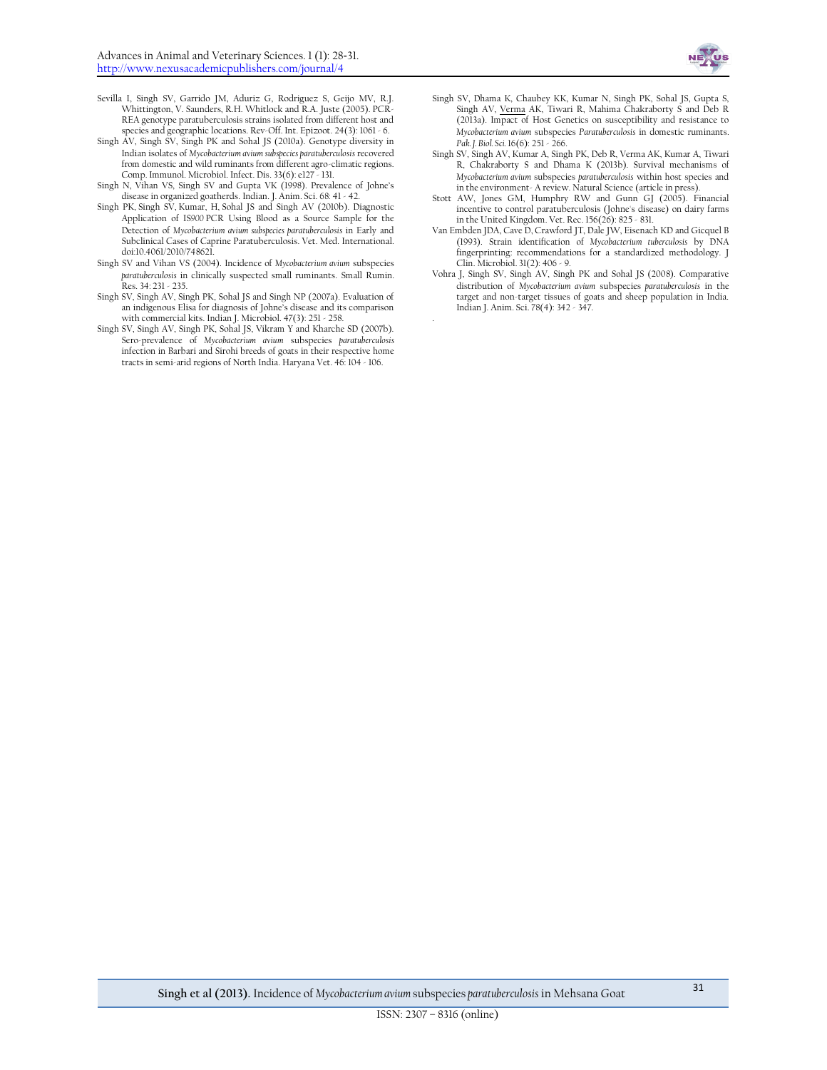Sevilla I, Singh SV, Garrido JM, Aduriz G, Rodriguez S, Geijo MV, R.J. Whittington, V. Saunders, R.H. Whitlock and R.A. Juste (2005). PCR-REA genotype paratuberculosis strains isolated from different host and species and geographic locations. Rev-Off. Int. Epizoot. 24(3): 1061 - 6.

Singh AV, Singh SV, Singh PK and Sohal JS (2010a). Genotype diversity in Indian isolates of *Mycobacterium avium subspecies paratuberculosis* recovered from domestic and wild ruminants from different agro-climatic regions. Comp. Immunol. Microbiol. Infect. Dis. 33(6): e127 - 131.

Singh N, Vihan VS, Singh SV and Gupta VK (1998). Prevalence of Johne's disease in organized goatherds. Indian. J. Anim. Sci. 68: 41 - 42.

Singh PK, Singh SV, Kumar, H, Sohal JS and Singh AV (2010b). Diagnostic Application of IS*900* PCR Using Blood as a Source Sample for the Detection of *Mycobacterium avium subspecies paratuberculosis* in Early and Subclinical Cases of Caprine Paratuberculosis. Vet. Med. International. doi:10.4061/2010/748621.

Singh SV and Vihan VS (2004). Incidence of *Mycobacterium avium* subspecies *paratuberculosis* in clinically suspected small ruminants. Small Rumin. Res. 34: 231 - 235.

Singh SV, Singh AV, Singh PK, Sohal JS and Singh NP (2007a). Evaluation of an indigenous Elisa for diagnosis of Johne's disease and its comparison with commercial kits. Indian J. Microbiol. 47(3): 251 - 258.

Singh SV, Singh AV, Singh PK, Sohal JS, Vikram Y and Kharche SD (2007b). Sero-prevalence of *Mycobacterium avium* subspecies *paratuberculosis* infection in Barbari and Sirohi breeds of goats in their respective home tracts in semi-arid regions of North India. Haryana Vet. 46: 104 - 106.

Singh SV, Dhama K, Chaubey KK, Kumar N, Singh PK, Sohal JS, Gupta S, Singh AV, Verma AK, Tiwari R, Mahima Chakraborty S and Deb R (2013a). Impact of Host Genetics on susceptibility and resistance to *Mycobacterium avium* subspecies *Paratuberculosis* in domestic ruminants. *Pak. J. Biol. Sci.* 16(6): 251 - 266.

Singh SV, Singh AV, Kumar A, Singh PK, Deb R, Verma AK, Kumar A, Tiwari R, Chakraborty S and Dhama K (2013b). Survival mechanisms of *Mycobacterium avium* subspecies *paratuberculosis* within host species and in the environment- A review. Natural Science (article in press).

Stott AW, Jones GM, Humphry RW and Gunn GJ (2005). Financial incentive to control paratuberculosis (Johne's disease) on dairy farms in the United Kingdom. Vet. Rec. 156(26): 825 - 831.

Van Embden JDA, Cave D, Crawford JT, Dale JW, Eisenach KD and Gicquel B (1993). Strain identification of *Mycobacterium tuberculosis* by DNA fingerprinting: recommendations for a standardized methodology. J Clin. Microbiol. 31(2): 406 - 9.

Vohra J, Singh SV, Singh AV, Singh PK and Sohal JS (2008). Comparative distribution of *Mycobacterium avium* subspecies *paratuberculosis* in the target and non-target tissues of goats and sheep population in India. Indian J. Anim. Sci. 78(4): 342 - 347.